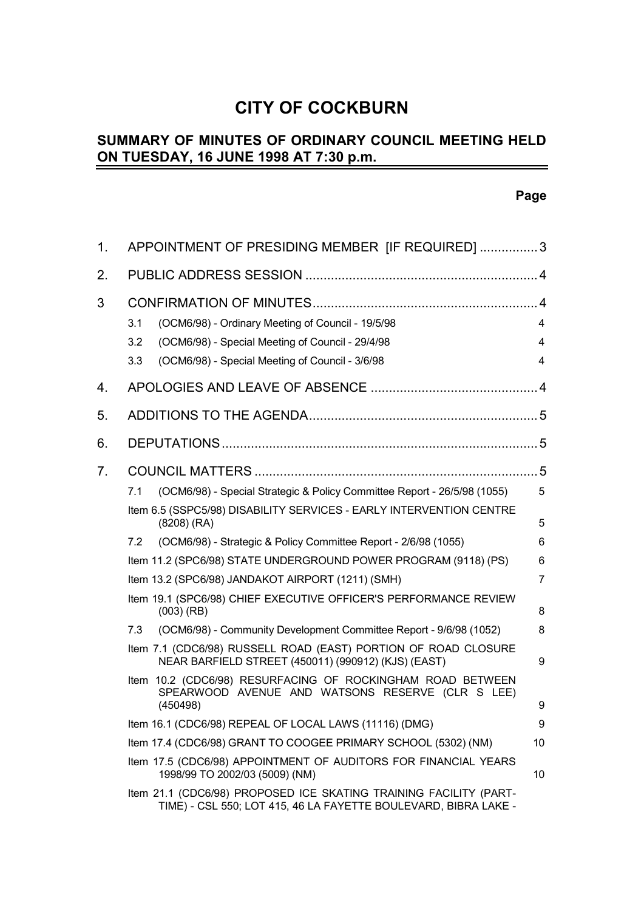# CITY OF COCKBURN

## SUMMARY OF MINUTES OF ORDINARY COUNCIL MEETING HELD ON TUESDAY, 16 JUNE 1998 AT 7:30 p.m.

**Page**

1. APPOINTMENT OF PRESIDING MEMBER [IF REQUIRED] ................ 3

2. PUBLIC ADDRESS SESSION ................................................................ 4

3 CONFIRMATION OF MINUTES............................................................. 4

   3.1 (OCM6/98) - Ordinary Meeting of Council - 19/5/98 4

   3.2 (OCM6/98) - Special Meeting of Council - 29/4/98 4

   3.3 (OCM6/98) - Special Meeting of Council - 3/6/98 4

4. APOLOGIES AND LEAVE OF ABSENCE .............................................. 4

5. ADDITIONS TO THE AGENDA............................................................... 5

6. DEPUTATIONS...................................................................................... 5

7. COUNCIL MATTERS ............................................................................. 5

   7.1 (OCM6/98) - Special Strategic & Policy Committee Report - 26/5/98 (1055) 5

   Item 6.5 (SSPC5/98) DISABILITY SERVICES - EARLY INTERVENTION CENTRE (8208) (RA) 5

   7.2 (OCM6/98) - Strategic & Policy Committee Report - 2/6/98 (1055) 6

   Item 11.2 (SPC6/98) STATE UNDERGROUND POWER PROGRAM (9118) (PS) 6

   Item 13.2 (SPC6/98) JANDAKOT AIRPORT (1211) (SMH) 7

   Item 19.1 (SPC6/98) CHIEF EXECUTIVE OFFICER'S PERFORMANCE REVIEW (003) (RB) 8

   7.3 (OCM6/98) - Community Development Committee Report - 9/6/98 (1052) 8

   Item 7.1 (CDC6/98) RUSSELL ROAD (EAST) PORTION OF ROAD CLOSURE NEAR BARFIELD STREET (450011) (990912) (KJS) (EAST) 9

   Item 10.2 (CDC6/98) RESURFACING OF ROCKINGHAM ROAD BETWEEN SPEARWOOD AVENUE AND WATSONS RESERVE (CLR S LEE) (450498) 9

   Item 16.1 (CDC6/98) REPEAL OF LOCAL LAWS (11116) (DMG) 9

   Item 17.4 (CDC6/98) GRANT TO COOGEE PRIMARY SCHOOL (5302) (NM) 10

   Item 17.5 (CDC6/98) APPOINTMENT OF AUDITORS FOR FINANCIAL YEARS 1998/99 TO 2002/03 (5009) (NM) 10

   Item 21.1 (CDC6/98) PROPOSED ICE SKATING TRAINING FACILITY (PART-TIME) - CSL 550; LOT 415, 46 LA FAYETTE BOULEVARD, BIBRA LAKE -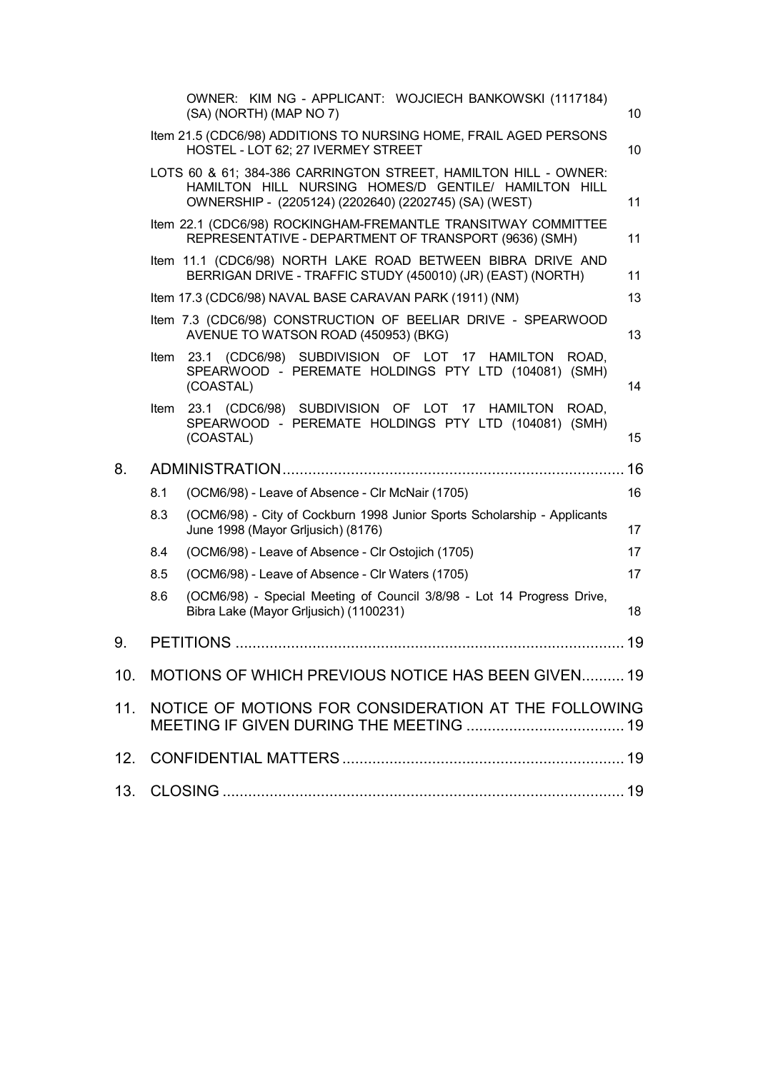OWNER: KIM NG - APPLICANT: WOJCIECH BANKOWSKI (1117184) (SA) (NORTH) (MAP NO 7) 10

Item 21.5 (CDC6/98) ADDITIONS TO NURSING HOME, FRAIL AGED PERSONS HOSTEL - LOT 62; 27 IVERMEY STREET 10

LOTS 60 & 61; 384-386 CARRINGTON STREET, HAMILTON HILL - OWNER: HAMILTON HILL NURSING HOMES/D GENTILE/ HAMILTON HILL OWNERSHIP - (2205124) (2202640) (2202745) (SA) (WEST) 11

Item 22.1 (CDC6/98) ROCKINGHAM-FREMANTLE TRANSITWAY COMMITTEE REPRESENTATIVE - DEPARTMENT OF TRANSPORT (9636) (SMH) 11

Item 11.1 (CDC6/98) NORTH LAKE ROAD BETWEEN BIBRA DRIVE AND BERRIGAN DRIVE - TRAFFIC STUDY (450010) (JR) (EAST) (NORTH) 11

Item 17.3 (CDC6/98) NAVAL BASE CARAVAN PARK (1911) (NM) 13

Item 7.3 (CDC6/98) CONSTRUCTION OF BEELIAR DRIVE - SPEARWOOD AVENUE TO WATSON ROAD (450953) (BKG) 13

Item 23.1 (CDC6/98) SUBDIVISION OF LOT 17 HAMILTON ROAD, SPEARWOOD - PEREMATE HOLDINGS PTY LTD (104081) (SMH) (COASTAL) 14

Item 23.1 (CDC6/98) SUBDIVISION OF LOT 17 HAMILTON ROAD, SPEARWOOD - PEREMATE HOLDINGS PTY LTD (104081) (SMH) (COASTAL) 15

8. ADMINISTRATION 16

- 8.1 (OCM6/98) - Leave of Absence - Clr McNair (1705) 16
- 8.3 (OCM6/98) - City of Cockburn 1998 Junior Sports Scholarship - Applicants June 1998 (Mayor Grljusich) (8176) 17
- 8.4 (OCM6/98) - Leave of Absence - Clr Ostojich (1705) 17
- 8.5 (OCM6/98) - Leave of Absence - Clr Waters (1705) 17
- 8.6 (OCM6/98) - Special Meeting of Council 3/8/98 - Lot 14 Progress Drive, Bibra Lake (Mayor Grljusich) (1100231) 18

9. PETITIONS 19

10. MOTIONS OF WHICH PREVIOUS NOTICE HAS BEEN GIVEN 19

11. NOTICE OF MOTIONS FOR CONSIDERATION AT THE FOLLOWING MEETING IF GIVEN DURING THE MEETING 19

12. CONFIDENTIAL MATTERS 19

13. CLOSING 19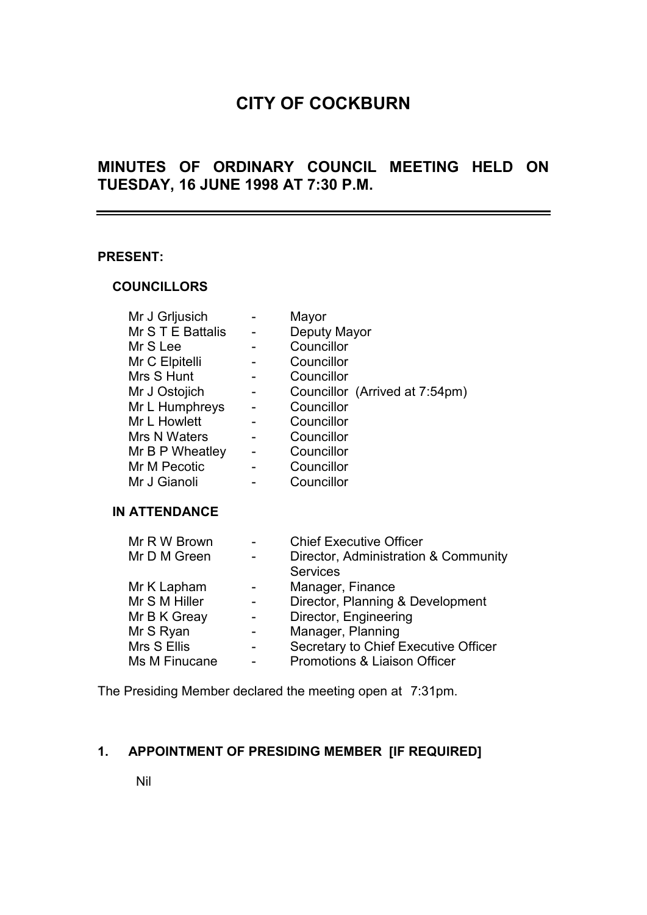# CITY OF COCKBURN

## MINUTES OF ORDINARY COUNCIL MEETING HELD ON TUESDAY, 16 JUNE 1998 AT 7:30 P.M.

---

**PRESENT:**

**COUNCILLORS**

| | | |
|---|---|---|
| Mr J Grljusich | - | Mayor |
| Mr S T E Battalis | - | Deputy Mayor |
| Mr S Lee | - | Councillor |
| Mr C Elpitelli | - | Councillor |
| Mrs S Hunt | - | Councillor |
| Mr J Ostojich | - | Councillor (Arrived at 7:54pm) |
| Mr L Humphreys | - | Councillor |
| Mr L Howlett | - | Councillor |
| Mrs N Waters | - | Councillor |
| Mr B P Wheatley | - | Councillor |
| Mr M Pecotic | - | Councillor |
| Mr J Gianoli | - | Councillor |

**IN ATTENDANCE**

| | | |
|---|---|---|
| Mr R W Brown | - | Chief Executive Officer |
| Mr D M Green | - | Director, Administration & Community Services |
| Mr K Lapham | - | Manager, Finance |
| Mr S M Hiller | - | Director, Planning & Development |
| Mr B K Greay | - | Director, Engineering |
| Mr S Ryan | - | Manager, Planning |
| Mrs S Ellis | - | Secretary to Chief Executive Officer |
| Ms M Finucane | - | Promotions & Liaison Officer |

The Presiding Member declared the meeting open at 7:31pm.

**1. APPOINTMENT OF PRESIDING MEMBER [IF REQUIRED]**

Nil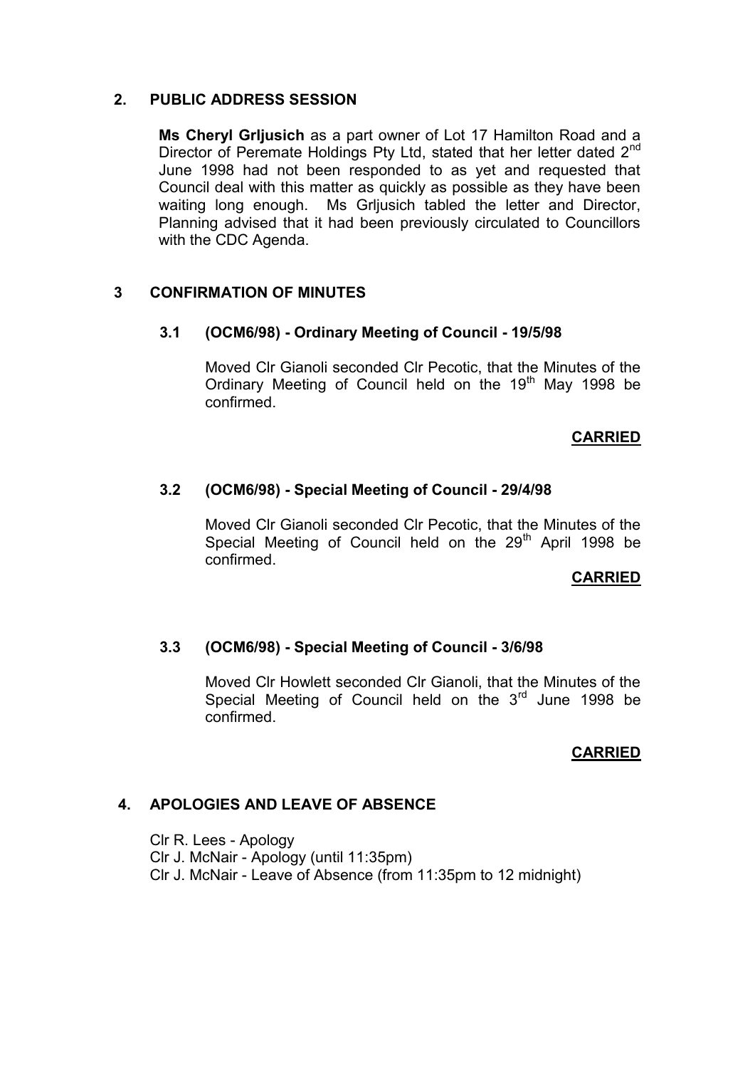## 2. PUBLIC ADDRESS SESSION

**Ms Cheryl Grljusich** as a part owner of Lot 17 Hamilton Road and a Director of Peremate Holdings Pty Ltd, stated that her letter dated 2nd June 1998 had not been responded to as yet and requested that Council deal with this matter as quickly as possible as they have been waiting long enough. Ms Grljusich tabled the letter and Director, Planning advised that it had been previously circulated to Councillors with the CDC Agenda.

## 3 CONFIRMATION OF MINUTES

### 3.1 (OCM6/98) - Ordinary Meeting of Council - 19/5/98

Moved Clr Gianoli seconded Clr Pecotic, that the Minutes of the Ordinary Meeting of Council held on the 19th May 1998 be confirmed.

**CARRIED**

### 3.2 (OCM6/98) - Special Meeting of Council - 29/4/98

Moved Clr Gianoli seconded Clr Pecotic, that the Minutes of the Special Meeting of Council held on the 29th April 1998 be confirmed.

**CARRIED**

### 3.3 (OCM6/98) - Special Meeting of Council - 3/6/98

Moved Clr Howlett seconded Clr Gianoli, that the Minutes of the Special Meeting of Council held on the 3rd June 1998 be confirmed.

**CARRIED**

## 4. APOLOGIES AND LEAVE OF ABSENCE

Clr R. Lees - Apology
Clr J. McNair - Apology (until 11:35pm)
Clr J. McNair - Leave of Absence (from 11:35pm to 12 midnight)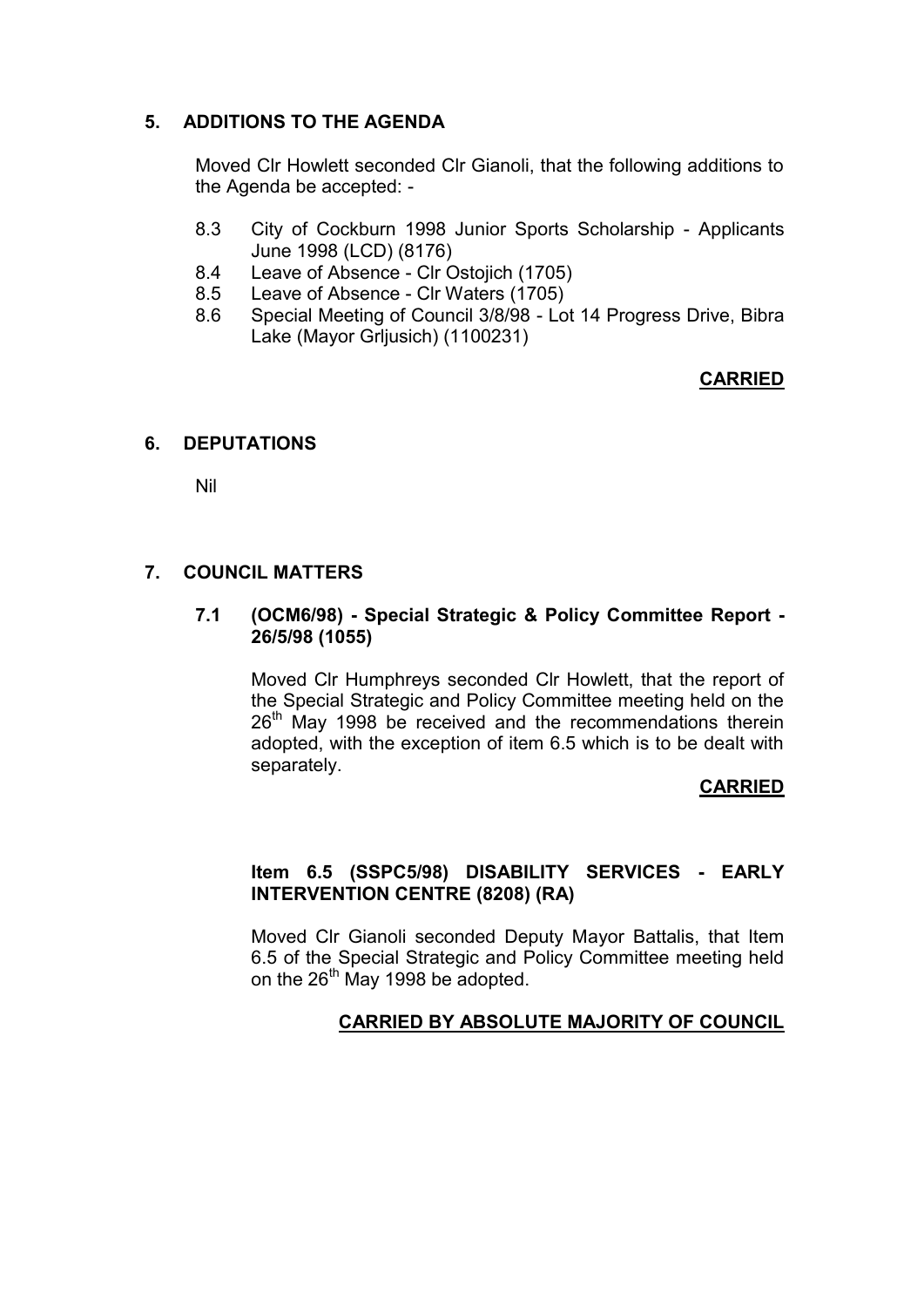## 5. ADDITIONS TO THE AGENDA

Moved Clr Howlett seconded Clr Gianoli, that the following additions to the Agenda be accepted: -

8.3 City of Cockburn 1998 Junior Sports Scholarship - Applicants June 1998 (LCD) (8176)
8.4 Leave of Absence - Clr Ostojich (1705)
8.5 Leave of Absence - Clr Waters (1705)
8.6 Special Meeting of Council 3/8/98 - Lot 14 Progress Drive, Bibra Lake (Mayor Grljusich) (1100231)

**CARRIED**

## 6. DEPUTATIONS

Nil

## 7. COUNCIL MATTERS

### 7.1 (OCM6/98) - Special Strategic & Policy Committee Report - 26/5/98 (1055)

Moved Clr Humphreys seconded Clr Howlett, that the report of the Special Strategic and Policy Committee meeting held on the 26th May 1998 be received and the recommendations therein adopted, with the exception of item 6.5 which is to be dealt with separately.

**CARRIED**

### Item 6.5 (SSPC5/98) DISABILITY SERVICES - EARLY INTERVENTION CENTRE (8208) (RA)

Moved Clr Gianoli seconded Deputy Mayor Battalis, that Item 6.5 of the Special Strategic and Policy Committee meeting held on the 26th May 1998 be adopted.

**CARRIED BY ABSOLUTE MAJORITY OF COUNCIL**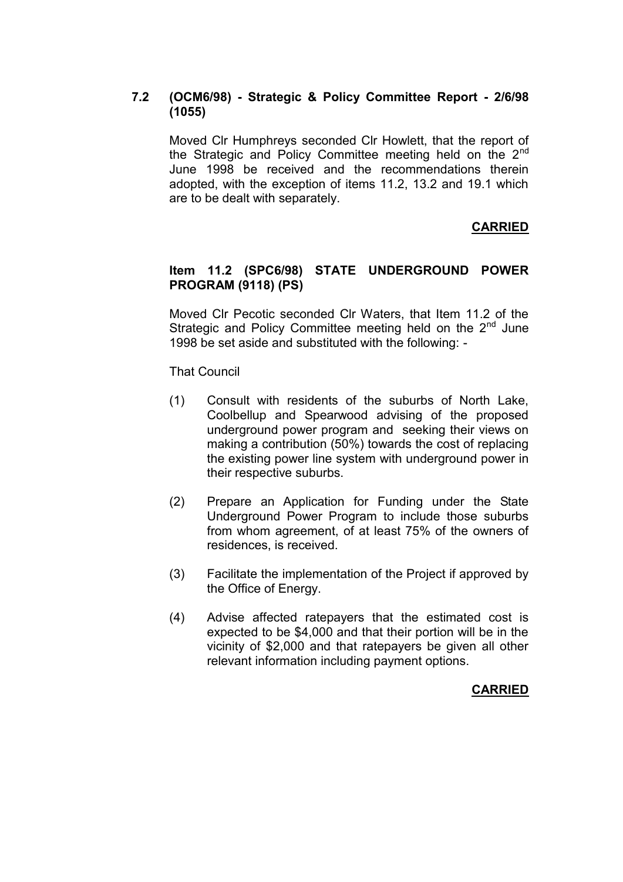**7.2 (OCM6/98) - Strategic & Policy Committee Report - 2/6/98 (1055)**

Moved Clr Humphreys seconded Clr Howlett, that the report of the Strategic and Policy Committee meeting held on the 2nd June 1998 be received and the recommendations therein adopted, with the exception of items 11.2, 13.2 and 19.1 which are to be dealt with separately.

**CARRIED**

**Item 11.2 (SPC6/98) STATE UNDERGROUND POWER PROGRAM (9118) (PS)**

Moved Clr Pecotic seconded Clr Waters, that Item 11.2 of the Strategic and Policy Committee meeting held on the 2nd June 1998 be set aside and substituted with the following: -

That Council

(1) Consult with residents of the suburbs of North Lake, Coolbellup and Spearwood advising of the proposed underground power program and seeking their views on making a contribution (50%) towards the cost of replacing the existing power line system with underground power in their respective suburbs.

(2) Prepare an Application for Funding under the State Underground Power Program to include those suburbs from whom agreement, of at least 75% of the owners of residences, is received.

(3) Facilitate the implementation of the Project if approved by the Office of Energy.

(4) Advise affected ratepayers that the estimated cost is expected to be $4,000 and that their portion will be in the vicinity of $2,000 and that ratepayers be given all other relevant information including payment options.

**CARRIED**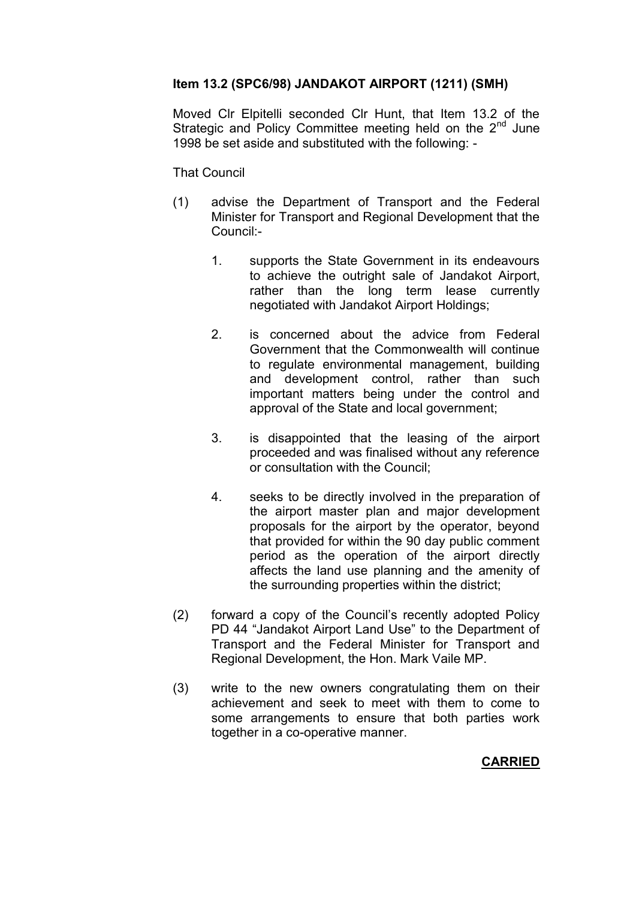**Item 13.2 (SPC6/98) JANDAKOT AIRPORT (1211) (SMH)**

Moved Clr Elpitelli seconded Clr Hunt, that Item 13.2 of the Strategic and Policy Committee meeting held on the 2nd June 1998 be set aside and substituted with the following: -

That Council

(1) advise the Department of Transport and the Federal Minister for Transport and Regional Development that the Council:-

   1. supports the State Government in its endeavours to achieve the outright sale of Jandakot Airport, rather than the long term lease currently negotiated with Jandakot Airport Holdings;

   2. is concerned about the advice from Federal Government that the Commonwealth will continue to regulate environmental management, building and development control, rather than such important matters being under the control and approval of the State and local government;

   3. is disappointed that the leasing of the airport proceeded and was finalised without any reference or consultation with the Council;

   4. seeks to be directly involved in the preparation of the airport master plan and major development proposals for the airport by the operator, beyond that provided for within the 90 day public comment period as the operation of the airport directly affects the land use planning and the amenity of the surrounding properties within the district;

(2) forward a copy of the Council's recently adopted Policy PD 44 "Jandakot Airport Land Use" to the Department of Transport and the Federal Minister for Transport and Regional Development, the Hon. Mark Vaile MP.

(3) write to the new owners congratulating them on their achievement and seek to meet with them to come to some arrangements to ensure that both parties work together in a co-operative manner.

**CARRIED**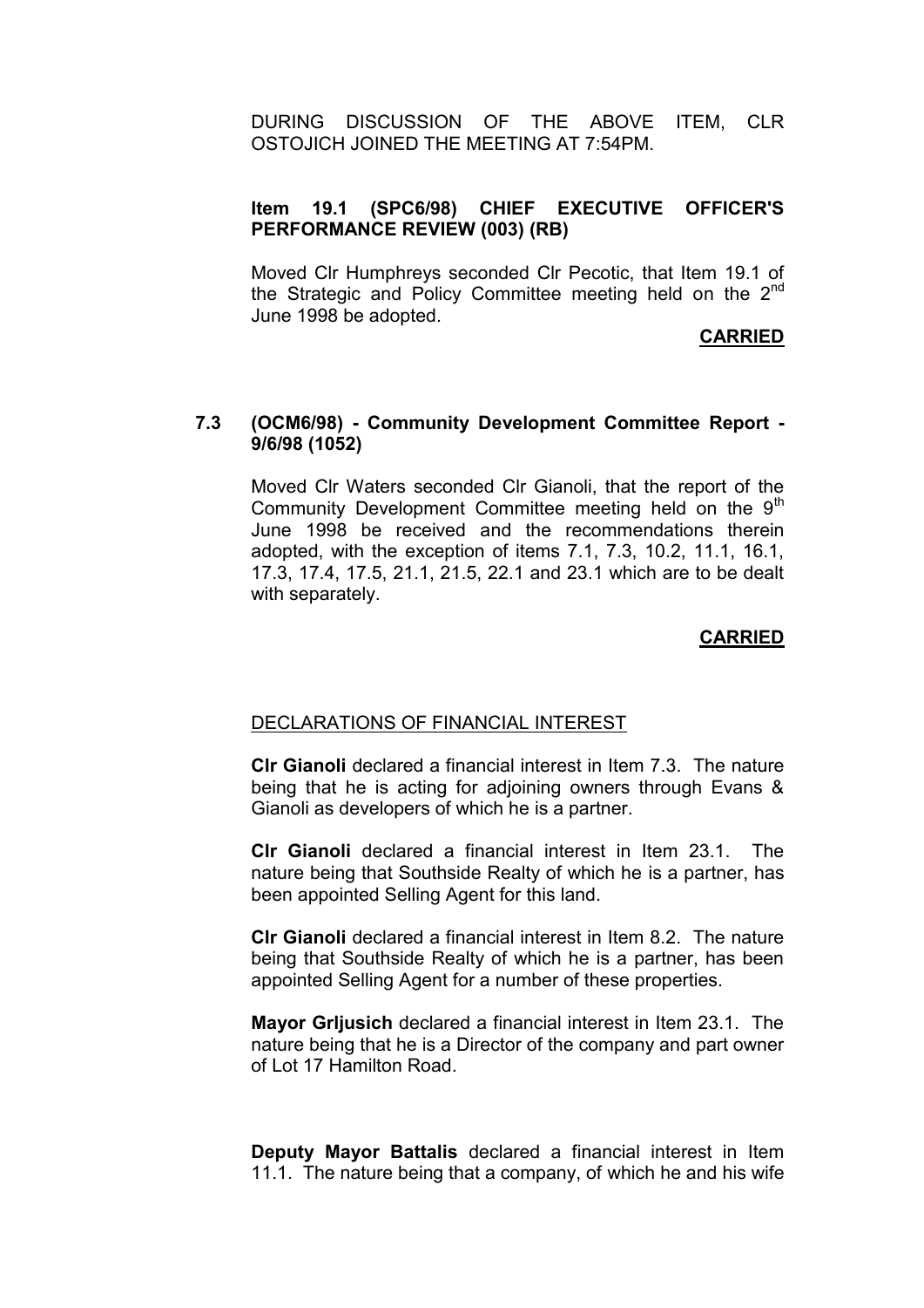DURING DISCUSSION OF THE ABOVE ITEM, CLR OSTOJICH JOINED THE MEETING AT 7:54PM.

**Item 19.1 (SPC6/98) CHIEF EXECUTIVE OFFICER'S PERFORMANCE REVIEW (003) (RB)**

Moved Clr Humphreys seconded Clr Pecotic, that Item 19.1 of the Strategic and Policy Committee meeting held on the 2nd June 1998 be adopted.

**CARRIED**

**7.3 (OCM6/98) - Community Development Committee Report - 9/6/98 (1052)**

Moved Clr Waters seconded Clr Gianoli, that the report of the Community Development Committee meeting held on the 9th June 1998 be received and the recommendations therein adopted, with the exception of items 7.1, 7.3, 10.2, 11.1, 16.1, 17.3, 17.4, 17.5, 21.1, 21.5, 22.1 and 23.1 which are to be dealt with separately.

**CARRIED**

DECLARATIONS OF FINANCIAL INTEREST

**Clr Gianoli** declared a financial interest in Item 7.3. The nature being that he is acting for adjoining owners through Evans & Gianoli as developers of which he is a partner.

**Clr Gianoli** declared a financial interest in Item 23.1. The nature being that Southside Realty of which he is a partner, has been appointed Selling Agent for this land.

**Clr Gianoli** declared a financial interest in Item 8.2. The nature being that Southside Realty of which he is a partner, has been appointed Selling Agent for a number of these properties.

**Mayor Grljusich** declared a financial interest in Item 23.1. The nature being that he is a Director of the company and part owner of Lot 17 Hamilton Road.

**Deputy Mayor Battalis** declared a financial interest in Item 11.1. The nature being that a company, of which he and his wife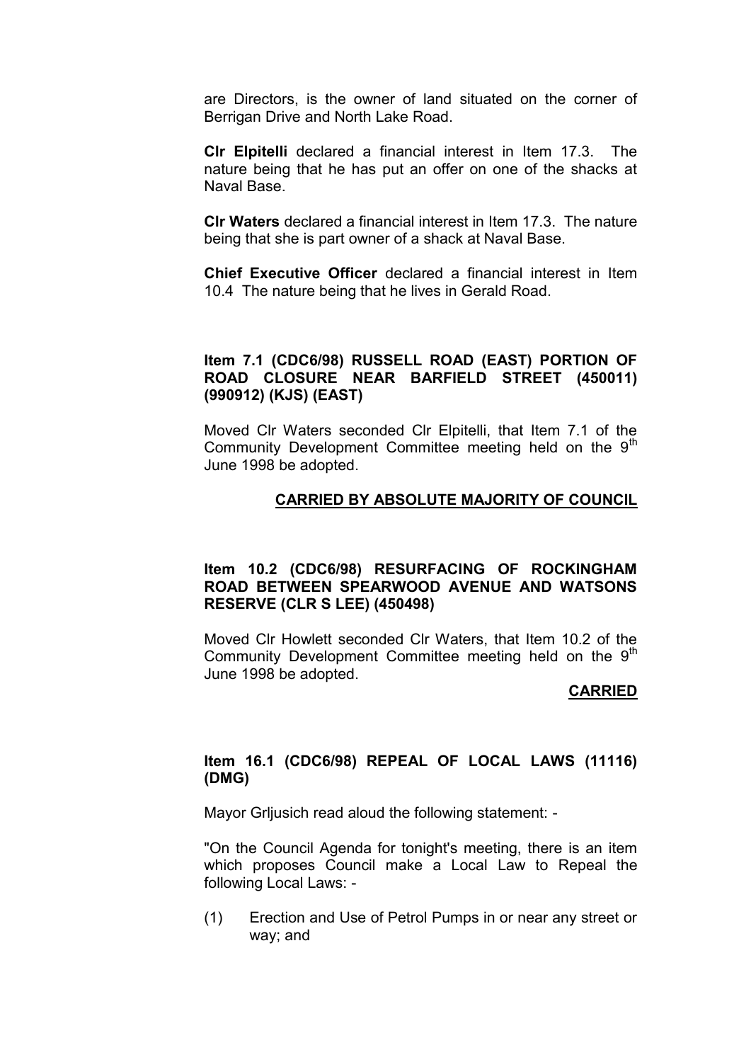are Directors, is the owner of land situated on the corner of Berrigan Drive and North Lake Road.

**Clr Elpitelli** declared a financial interest in Item 17.3. The nature being that he has put an offer on one of the shacks at Naval Base.

**Clr Waters** declared a financial interest in Item 17.3. The nature being that she is part owner of a shack at Naval Base.

**Chief Executive Officer** declared a financial interest in Item 10.4 The nature being that he lives in Gerald Road.

### Item 7.1 (CDC6/98) RUSSELL ROAD (EAST) PORTION OF ROAD CLOSURE NEAR BARFIELD STREET (450011) (990912) (KJS) (EAST)

Moved Clr Waters seconded Clr Elpitelli, that Item 7.1 of the Community Development Committee meeting held on the 9th June 1998 be adopted.

**<u>CARRIED BY ABSOLUTE MAJORITY OF COUNCIL</u>**

### Item 10.2 (CDC6/98) RESURFACING OF ROCKINGHAM ROAD BETWEEN SPEARWOOD AVENUE AND WATSONS RESERVE (CLR S LEE) (450498)

Moved Clr Howlett seconded Clr Waters, that Item 10.2 of the Community Development Committee meeting held on the 9th June 1998 be adopted.

**<u>CARRIED</u>**

### Item 16.1 (CDC6/98) REPEAL OF LOCAL LAWS (11116) (DMG)

Mayor Grljusich read aloud the following statement: -

"On the Council Agenda for tonight's meeting, there is an item which proposes Council make a Local Law to Repeal the following Local Laws: -

(1) Erection and Use of Petrol Pumps in or near any street or way; and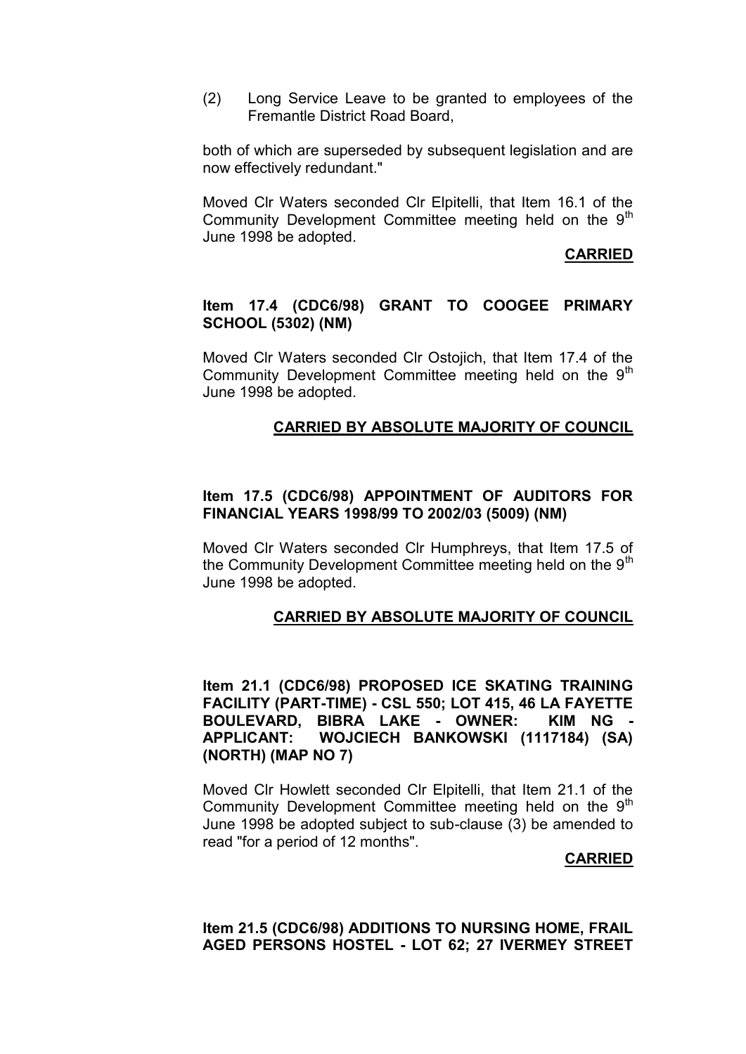(2) Long Service Leave to be granted to employees of the Fremantle District Road Board,

both of which are superseded by subsequent legislation and are now effectively redundant."

Moved Clr Waters seconded Clr Elpitelli, that Item 16.1 of the Community Development Committee meeting held on the 9th June 1998 be adopted.

**CARRIED**

**Item 17.4 (CDC6/98) GRANT TO COOGEE PRIMARY SCHOOL (5302) (NM)**

Moved Clr Waters seconded Clr Ostojich, that Item 17.4 of the Community Development Committee meeting held on the 9th June 1998 be adopted.

**CARRIED BY ABSOLUTE MAJORITY OF COUNCIL**

**Item 17.5 (CDC6/98) APPOINTMENT OF AUDITORS FOR FINANCIAL YEARS 1998/99 TO 2002/03 (5009) (NM)**

Moved Clr Waters seconded Clr Humphreys, that Item 17.5 of the Community Development Committee meeting held on the 9th June 1998 be adopted.

**CARRIED BY ABSOLUTE MAJORITY OF COUNCIL**

**Item 21.1 (CDC6/98) PROPOSED ICE SKATING TRAINING FACILITY (PART-TIME) - CSL 550; LOT 415, 46 LA FAYETTE BOULEVARD, BIBRA LAKE - OWNER: KIM NG - APPLICANT: WOJCIECH BANKOWSKI (1117184) (SA) (NORTH) (MAP NO 7)**

Moved Clr Howlett seconded Clr Elpitelli, that Item 21.1 of the Community Development Committee meeting held on the 9th June 1998 be adopted subject to sub-clause (3) be amended to read "for a period of 12 months".

**CARRIED**

**Item 21.5 (CDC6/98) ADDITIONS TO NURSING HOME, FRAIL AGED PERSONS HOSTEL - LOT 62; 27 IVERMEY STREET**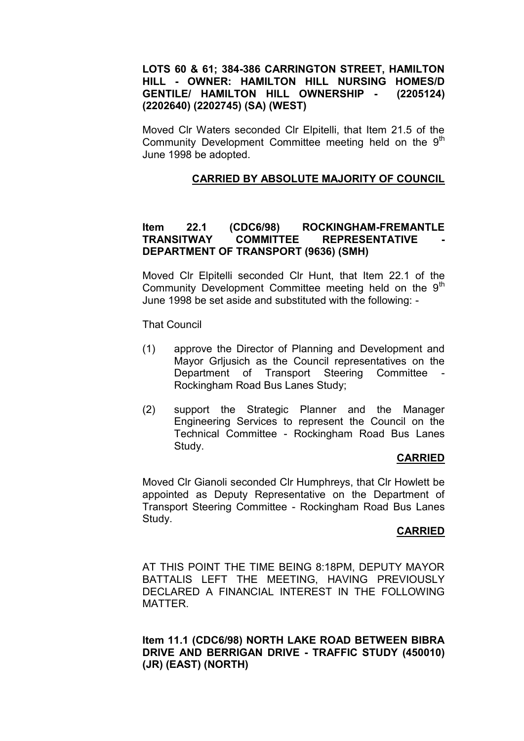**LOTS 60 & 61; 384-386 CARRINGTON STREET, HAMILTON HILL - OWNER: HAMILTON HILL NURSING HOMES/D GENTILE/ HAMILTON HILL OWNERSHIP - (2205124) (2202640) (2202745) (SA) (WEST)**

Moved Clr Waters seconded Clr Elpitelli, that Item 21.5 of the Community Development Committee meeting held on the 9th June 1998 be adopted.

**CARRIED BY ABSOLUTE MAJORITY OF COUNCIL**

**Item 22.1 (CDC6/98) ROCKINGHAM-FREMANTLE TRANSITWAY COMMITTEE REPRESENTATIVE - DEPARTMENT OF TRANSPORT (9636) (SMH)**

Moved Clr Elpitelli seconded Clr Hunt, that Item 22.1 of the Community Development Committee meeting held on the 9th June 1998 be set aside and substituted with the following: -

That Council

(1) approve the Director of Planning and Development and Mayor Grljusich as the Council representatives on the Department of Transport Steering Committee - Rockingham Road Bus Lanes Study;

(2) support the Strategic Planner and the Manager Engineering Services to represent the Council on the Technical Committee - Rockingham Road Bus Lanes Study.

**CARRIED**

Moved Clr Gianoli seconded Clr Humphreys, that Clr Howlett be appointed as Deputy Representative on the Department of Transport Steering Committee - Rockingham Road Bus Lanes Study.

**CARRIED**

AT THIS POINT THE TIME BEING 8:18PM, DEPUTY MAYOR BATTALIS LEFT THE MEETING, HAVING PREVIOUSLY DECLARED A FINANCIAL INTEREST IN THE FOLLOWING MATTER.

**Item 11.1 (CDC6/98) NORTH LAKE ROAD BETWEEN BIBRA DRIVE AND BERRIGAN DRIVE - TRAFFIC STUDY (450010) (JR) (EAST) (NORTH)**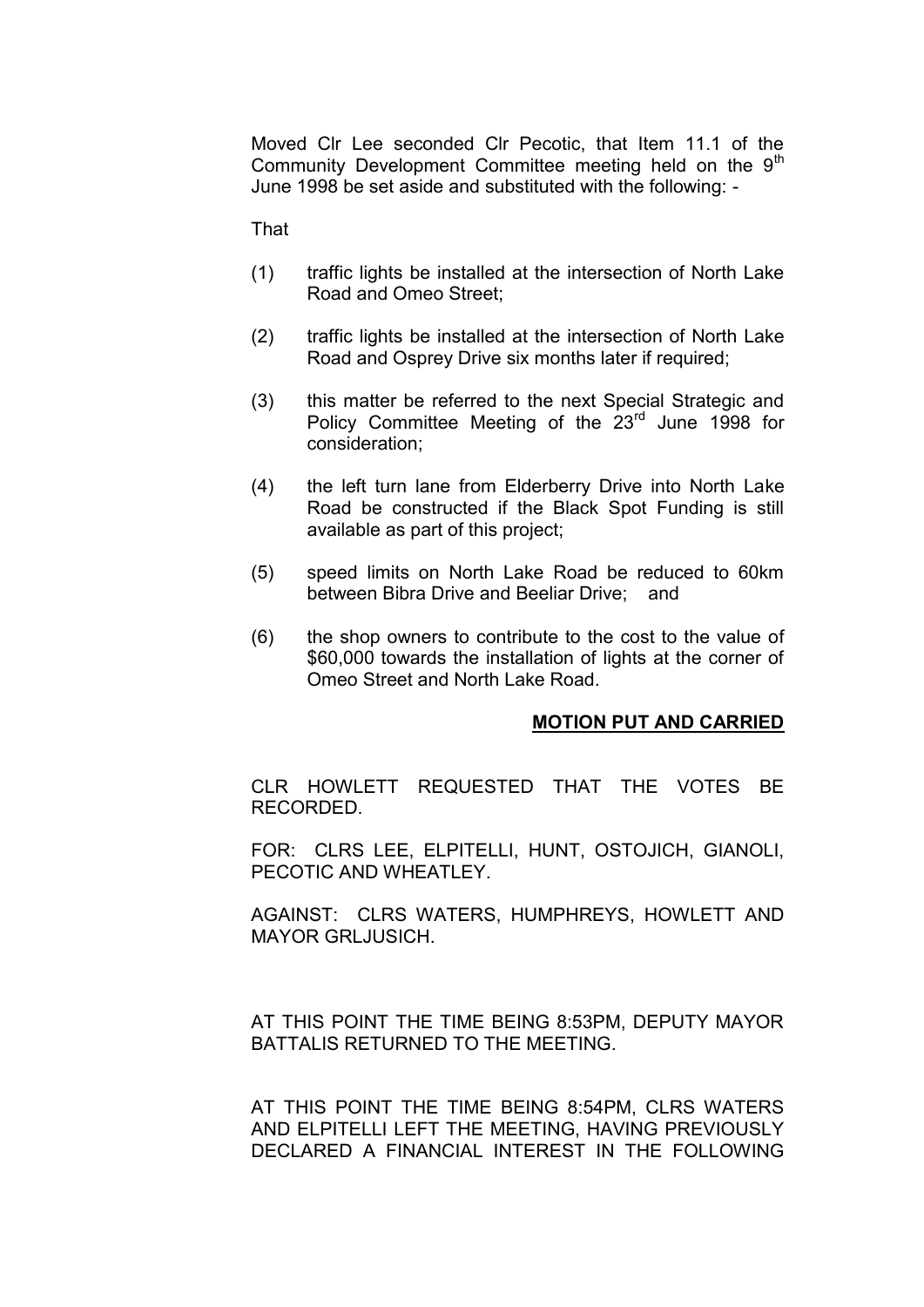Moved Clr Lee seconded Clr Pecotic, that Item 11.1 of the Community Development Committee meeting held on the 9th June 1998 be set aside and substituted with the following: -

That

(1) traffic lights be installed at the intersection of North Lake Road and Omeo Street;

(2) traffic lights be installed at the intersection of North Lake Road and Osprey Drive six months later if required;

(3) this matter be referred to the next Special Strategic and Policy Committee Meeting of the 23rd June 1998 for consideration;

(4) the left turn lane from Elderberry Drive into North Lake Road be constructed if the Black Spot Funding is still available as part of this project;

(5) speed limits on North Lake Road be reduced to 60km between Bibra Drive and Beeliar Drive; and

(6) the shop owners to contribute to the cost to the value of $60,000 towards the installation of lights at the corner of Omeo Street and North Lake Road.

**MOTION PUT AND CARRIED**

CLR HOWLETT REQUESTED THAT THE VOTES BE RECORDED.

FOR: CLRS LEE, ELPITELLI, HUNT, OSTOJICH, GIANOLI, PECOTIC AND WHEATLEY.

AGAINST: CLRS WATERS, HUMPHREYS, HOWLETT AND MAYOR GRLJUSICH.

AT THIS POINT THE TIME BEING 8:53PM, DEPUTY MAYOR BATTALIS RETURNED TO THE MEETING.

AT THIS POINT THE TIME BEING 8:54PM, CLRS WATERS AND ELPITELLI LEFT THE MEETING, HAVING PREVIOUSLY DECLARED A FINANCIAL INTEREST IN THE FOLLOWING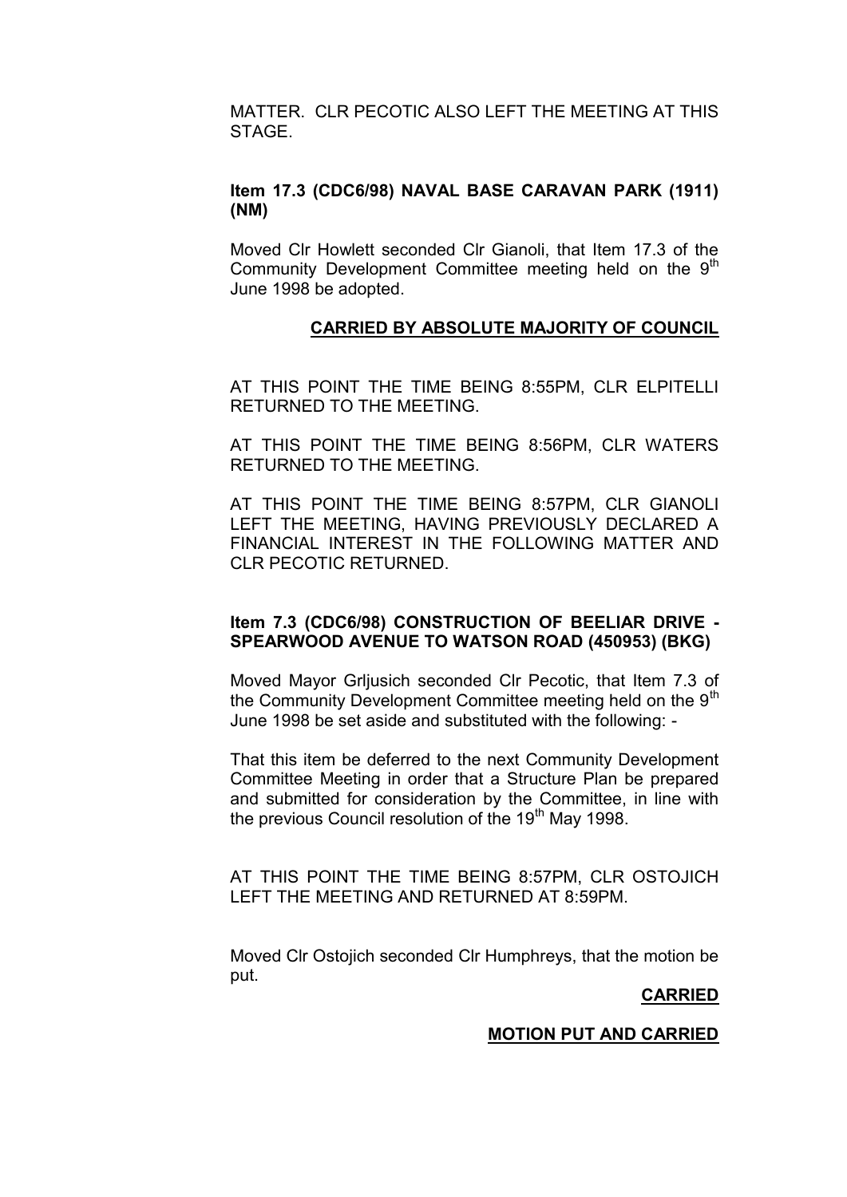MATTER. CLR PECOTIC ALSO LEFT THE MEETING AT THIS STAGE.

**Item 17.3 (CDC6/98) NAVAL BASE CARAVAN PARK (1911) (NM)**

Moved Clr Howlett seconded Clr Gianoli, that Item 17.3 of the Community Development Committee meeting held on the 9th June 1998 be adopted.

**CARRIED BY ABSOLUTE MAJORITY OF COUNCIL**

AT THIS POINT THE TIME BEING 8:55PM, CLR ELPITELLI RETURNED TO THE MEETING.

AT THIS POINT THE TIME BEING 8:56PM, CLR WATERS RETURNED TO THE MEETING.

AT THIS POINT THE TIME BEING 8:57PM, CLR GIANOLI LEFT THE MEETING, HAVING PREVIOUSLY DECLARED A FINANCIAL INTEREST IN THE FOLLOWING MATTER AND CLR PECOTIC RETURNED.

**Item 7.3 (CDC6/98) CONSTRUCTION OF BEELIAR DRIVE - SPEARWOOD AVENUE TO WATSON ROAD (450953) (BKG)**

Moved Mayor Grljusich seconded Clr Pecotic, that Item 7.3 of the Community Development Committee meeting held on the 9th June 1998 be set aside and substituted with the following: -

That this item be deferred to the next Community Development Committee Meeting in order that a Structure Plan be prepared and submitted for consideration by the Committee, in line with the previous Council resolution of the 19th May 1998.

AT THIS POINT THE TIME BEING 8:57PM, CLR OSTOJICH LEFT THE MEETING AND RETURNED AT 8:59PM.

Moved Clr Ostojich seconded Clr Humphreys, that the motion be put.

**CARRIED**

**MOTION PUT AND CARRIED**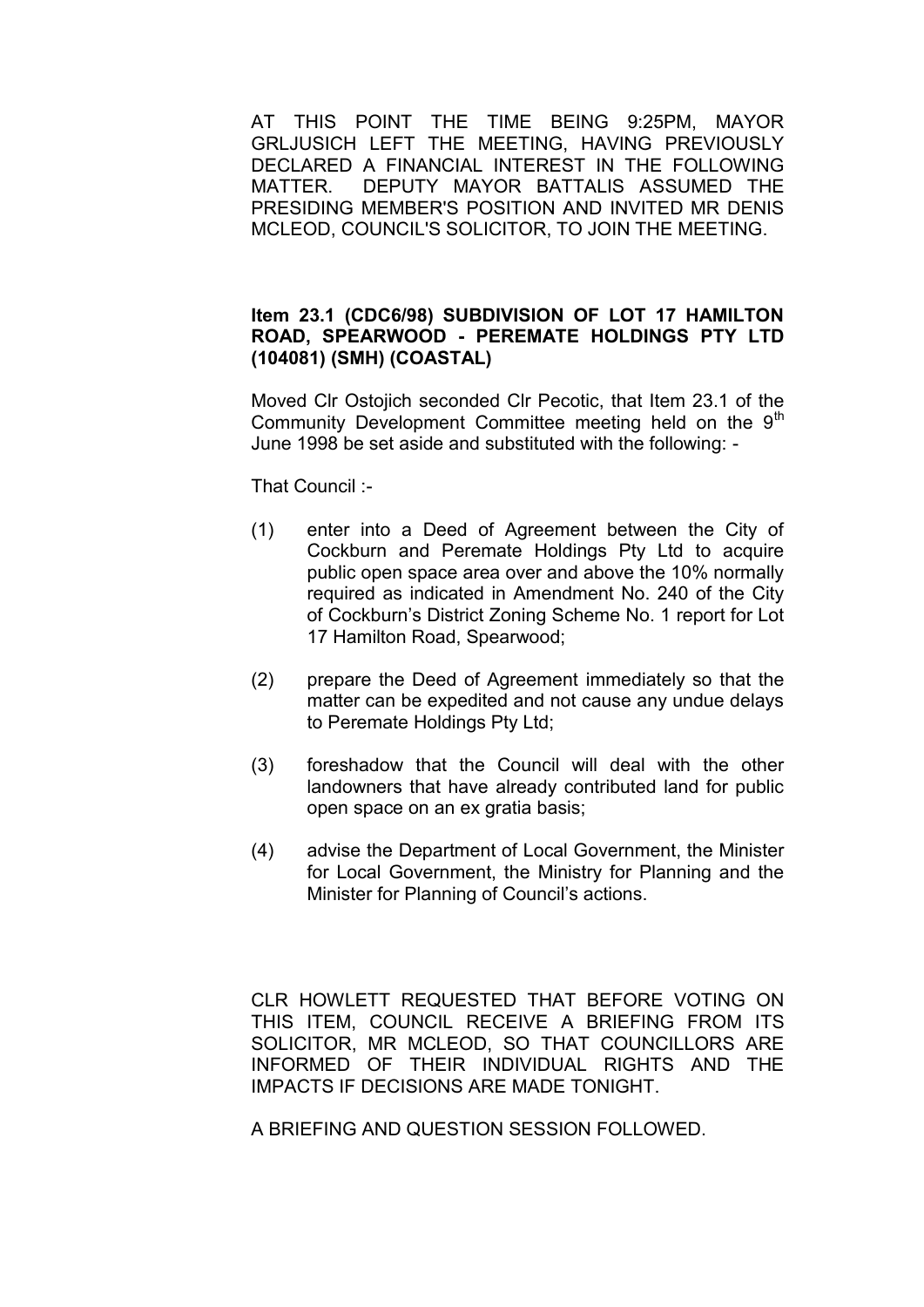AT THIS POINT THE TIME BEING 9:25PM, MAYOR GRLJUSICH LEFT THE MEETING, HAVING PREVIOUSLY DECLARED A FINANCIAL INTEREST IN THE FOLLOWING MATTER. DEPUTY MAYOR BATTALIS ASSUMED THE PRESIDING MEMBER'S POSITION AND INVITED MR DENIS MCLEOD, COUNCIL'S SOLICITOR, TO JOIN THE MEETING.

**Item 23.1 (CDC6/98) SUBDIVISION OF LOT 17 HAMILTON ROAD, SPEARWOOD - PEREMATE HOLDINGS PTY LTD (104081) (SMH) (COASTAL)**

Moved Clr Ostojich seconded Clr Pecotic, that Item 23.1 of the Community Development Committee meeting held on the 9th June 1998 be set aside and substituted with the following: -

That Council :-

(1) enter into a Deed of Agreement between the City of Cockburn and Peremate Holdings Pty Ltd to acquire public open space area over and above the 10% normally required as indicated in Amendment No. 240 of the City of Cockburn's District Zoning Scheme No. 1 report for Lot 17 Hamilton Road, Spearwood;

(2) prepare the Deed of Agreement immediately so that the matter can be expedited and not cause any undue delays to Peremate Holdings Pty Ltd;

(3) foreshadow that the Council will deal with the other landowners that have already contributed land for public open space on an ex gratia basis;

(4) advise the Department of Local Government, the Minister for Local Government, the Ministry for Planning and the Minister for Planning of Council's actions.

CLR HOWLETT REQUESTED THAT BEFORE VOTING ON THIS ITEM, COUNCIL RECEIVE A BRIEFING FROM ITS SOLICITOR, MR MCLEOD, SO THAT COUNCILLORS ARE INFORMED OF THEIR INDIVIDUAL RIGHTS AND THE IMPACTS IF DECISIONS ARE MADE TONIGHT.

A BRIEFING AND QUESTION SESSION FOLLOWED.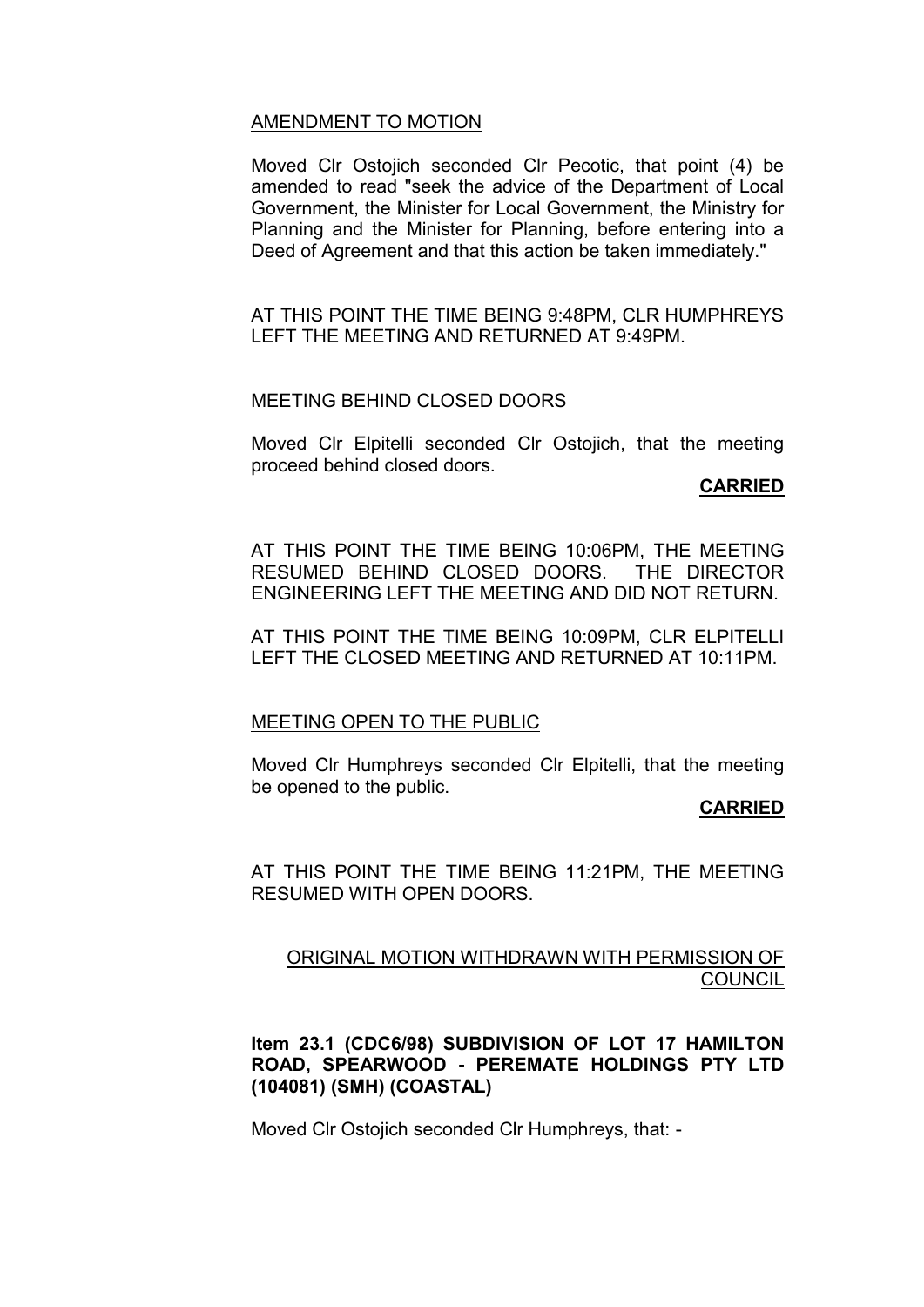AMENDMENT TO MOTION

Moved Clr Ostojich seconded Clr Pecotic, that point (4) be amended to read "seek the advice of the Department of Local Government, the Minister for Local Government, the Ministry for Planning and the Minister for Planning, before entering into a Deed of Agreement and that this action be taken immediately."

AT THIS POINT THE TIME BEING 9:48PM, CLR HUMPHREYS LEFT THE MEETING AND RETURNED AT 9:49PM.

MEETING BEHIND CLOSED DOORS

Moved Clr Elpitelli seconded Clr Ostojich, that the meeting proceed behind closed doors.

**CARRIED**

AT THIS POINT THE TIME BEING 10:06PM, THE MEETING RESUMED BEHIND CLOSED DOORS. THE DIRECTOR ENGINEERING LEFT THE MEETING AND DID NOT RETURN.

AT THIS POINT THE TIME BEING 10:09PM, CLR ELPITELLI LEFT THE CLOSED MEETING AND RETURNED AT 10:11PM.

MEETING OPEN TO THE PUBLIC

Moved Clr Humphreys seconded Clr Elpitelli, that the meeting be opened to the public.

**CARRIED**

AT THIS POINT THE TIME BEING 11:21PM, THE MEETING RESUMED WITH OPEN DOORS.

ORIGINAL MOTION WITHDRAWN WITH PERMISSION OF COUNCIL

**Item 23.1 (CDC6/98) SUBDIVISION OF LOT 17 HAMILTON ROAD, SPEARWOOD - PEREMATE HOLDINGS PTY LTD (104081) (SMH) (COASTAL)**

Moved Clr Ostojich seconded Clr Humphreys, that: -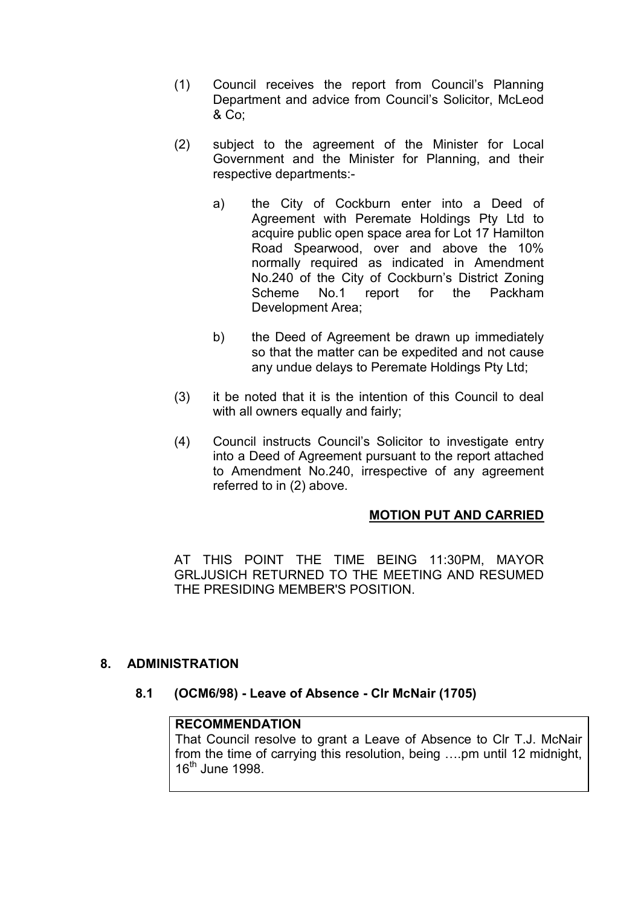(1) Council receives the report from Council's Planning Department and advice from Council's Solicitor, McLeod & Co;

(2) subject to the agreement of the Minister for Local Government and the Minister for Planning, and their respective departments:-

   a) the City of Cockburn enter into a Deed of Agreement with Peremate Holdings Pty Ltd to acquire public open space area for Lot 17 Hamilton Road Spearwood, over and above the 10% normally required as indicated in Amendment No.240 of the City of Cockburn's District Zoning Scheme No.1 report for the Packham Development Area;

   b) the Deed of Agreement be drawn up immediately so that the matter can be expedited and not cause any undue delays to Peremate Holdings Pty Ltd;

(3) it be noted that it is the intention of this Council to deal with all owners equally and fairly;

(4) Council instructs Council's Solicitor to investigate entry into a Deed of Agreement pursuant to the report attached to Amendment No.240, irrespective of any agreement referred to in (2) above.

**MOTION PUT AND CARRIED**

AT THIS POINT THE TIME BEING 11:30PM, MAYOR GRLJUSICH RETURNED TO THE MEETING AND RESUMED THE PRESIDING MEMBER'S POSITION.

## 8. ADMINISTRATION

### 8.1 (OCM6/98) - Leave of Absence - Clr McNair (1705)

**RECOMMENDATION**
That Council resolve to grant a Leave of Absence to Clr T.J. McNair from the time of carrying this resolution, being ….pm until 12 midnight, 16th June 1998.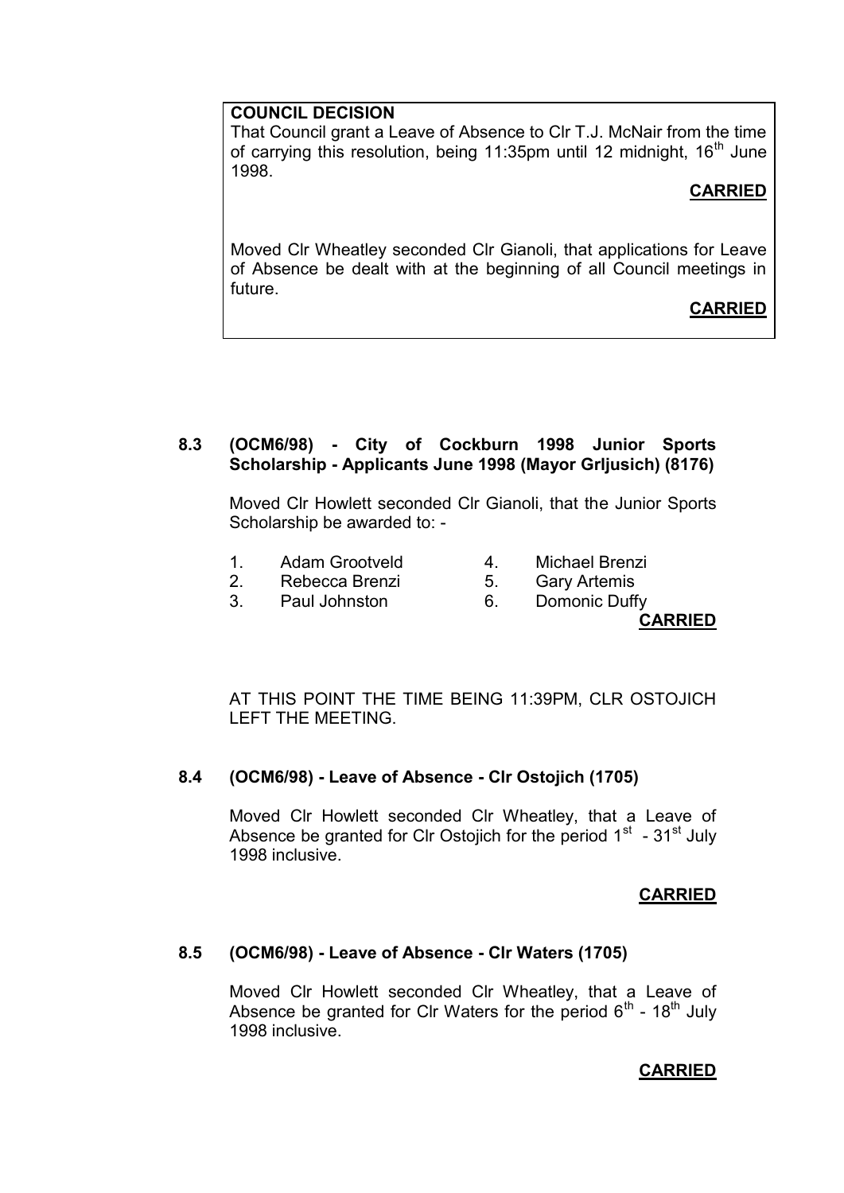**COUNCIL DECISION**

That Council grant a Leave of Absence to Clr T.J. McNair from the time of carrying this resolution, being 11:35pm until 12 midnight, 16th June 1998.

**CARRIED**

Moved Clr Wheatley seconded Clr Gianoli, that applications for Leave of Absence be dealt with at the beginning of all Council meetings in future.

**CARRIED**

### 8.3 (OCM6/98) - City of Cockburn 1998 Junior Sports Scholarship - Applicants June 1998 (Mayor Grljusich) (8176)

Moved Clr Howlett seconded Clr Gianoli, that the Junior Sports Scholarship be awarded to: -

1. Adam Grootveld
2. Rebecca Brenzi
3. Paul Johnston
4. Michael Brenzi
5. Gary Artemis
6. Domonic Duffy

**CARRIED**

AT THIS POINT THE TIME BEING 11:39PM, CLR OSTOJICH LEFT THE MEETING.

### 8.4 (OCM6/98) - Leave of Absence - Clr Ostojich (1705)

Moved Clr Howlett seconded Clr Wheatley, that a Leave of Absence be granted for Clr Ostojich for the period 1st - 31st July 1998 inclusive.

**CARRIED**

### 8.5 (OCM6/98) - Leave of Absence - Clr Waters (1705)

Moved Clr Howlett seconded Clr Wheatley, that a Leave of Absence be granted for Clr Waters for the period 6th - 18th July 1998 inclusive.

**CARRIED**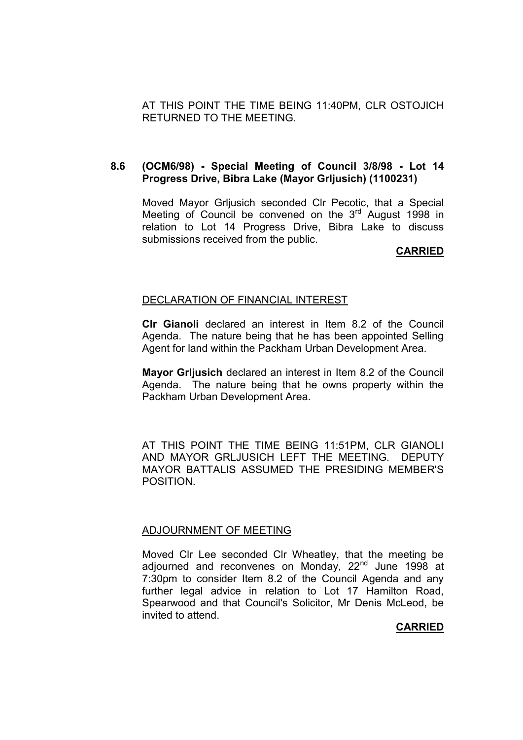AT THIS POINT THE TIME BEING 11:40PM, CLR OSTOJICH RETURNED TO THE MEETING.

**8.6 (OCM6/98) - Special Meeting of Council 3/8/98 - Lot 14 Progress Drive, Bibra Lake (Mayor Grljusich) (1100231)**

Moved Mayor Grljusich seconded Clr Pecotic, that a Special Meeting of Council be convened on the 3rd August 1998 in relation to Lot 14 Progress Drive, Bibra Lake to discuss submissions received from the public.

**CARRIED**

DECLARATION OF FINANCIAL INTEREST

**Clr Gianoli** declared an interest in Item 8.2 of the Council Agenda. The nature being that he has been appointed Selling Agent for land within the Packham Urban Development Area.

**Mayor Grljusich** declared an interest in Item 8.2 of the Council Agenda. The nature being that he owns property within the Packham Urban Development Area.

AT THIS POINT THE TIME BEING 11:51PM, CLR GIANOLI AND MAYOR GRLJUSICH LEFT THE MEETING. DEPUTY MAYOR BATTALIS ASSUMED THE PRESIDING MEMBER'S POSITION.

ADJOURNMENT OF MEETING

Moved Clr Lee seconded Clr Wheatley, that the meeting be adjourned and reconvenes on Monday, 22nd June 1998 at 7:30pm to consider Item 8.2 of the Council Agenda and any further legal advice in relation to Lot 17 Hamilton Road, Spearwood and that Council's Solicitor, Mr Denis McLeod, be invited to attend.

**CARRIED**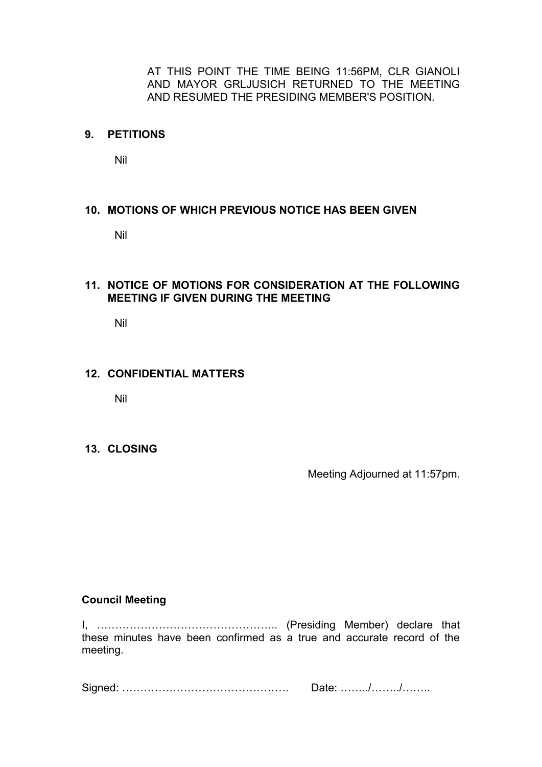AT THIS POINT THE TIME BEING 11:56PM, CLR GIANOLI AND MAYOR GRLJUSICH RETURNED TO THE MEETING AND RESUMED THE PRESIDING MEMBER'S POSITION.

## 9. PETITIONS

Nil

## 10. MOTIONS OF WHICH PREVIOUS NOTICE HAS BEEN GIVEN

Nil

## 11. NOTICE OF MOTIONS FOR CONSIDERATION AT THE FOLLOWING MEETING IF GIVEN DURING THE MEETING

Nil

## 12. CONFIDENTIAL MATTERS

Nil

## 13. CLOSING

Meeting Adjourned at 11:57pm.

**Council Meeting**

I, ………………………………………….. (Presiding Member) declare that these minutes have been confirmed as a true and accurate record of the meeting.

Signed: ………………………………………. Date: ……../……../……..